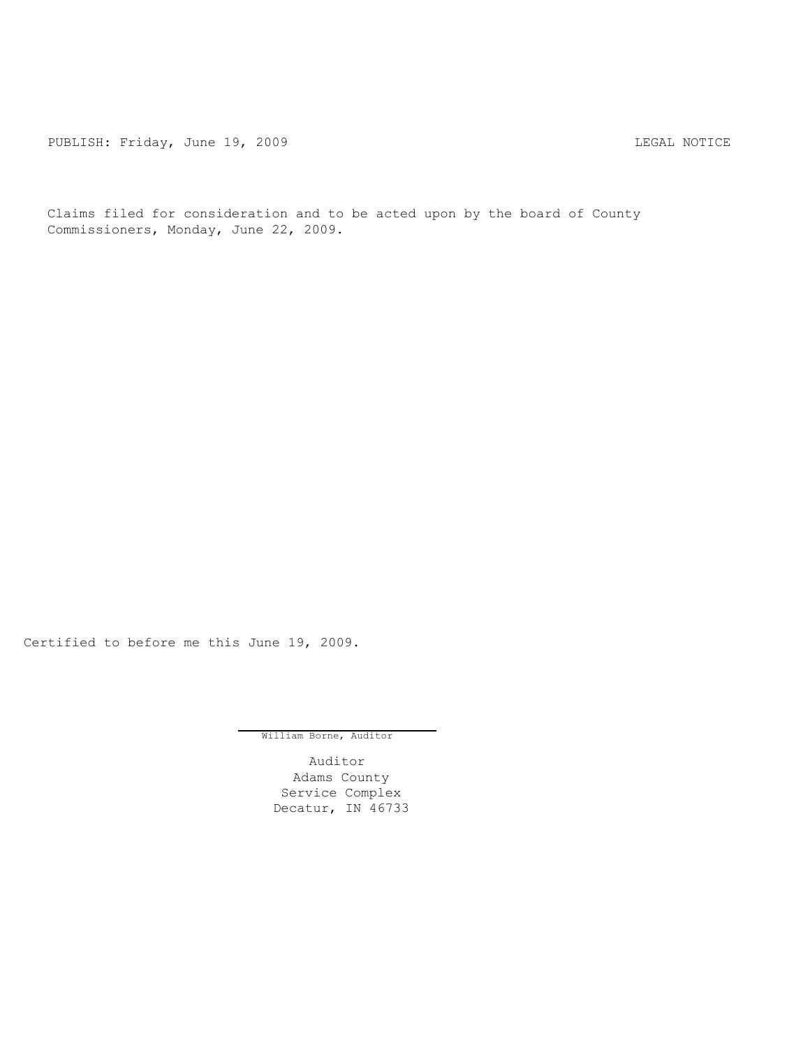PUBLISH: Friday, June 19, 2009 LEGAL NOTICE

Claims filed for consideration and to be acted upon by the board of County Commissioners, Monday, June 22, 2009.

Certified to before me this June 19, 2009.

William Borne, Auditor

Auditor
Adams County
Service Complex
Decatur, IN 46733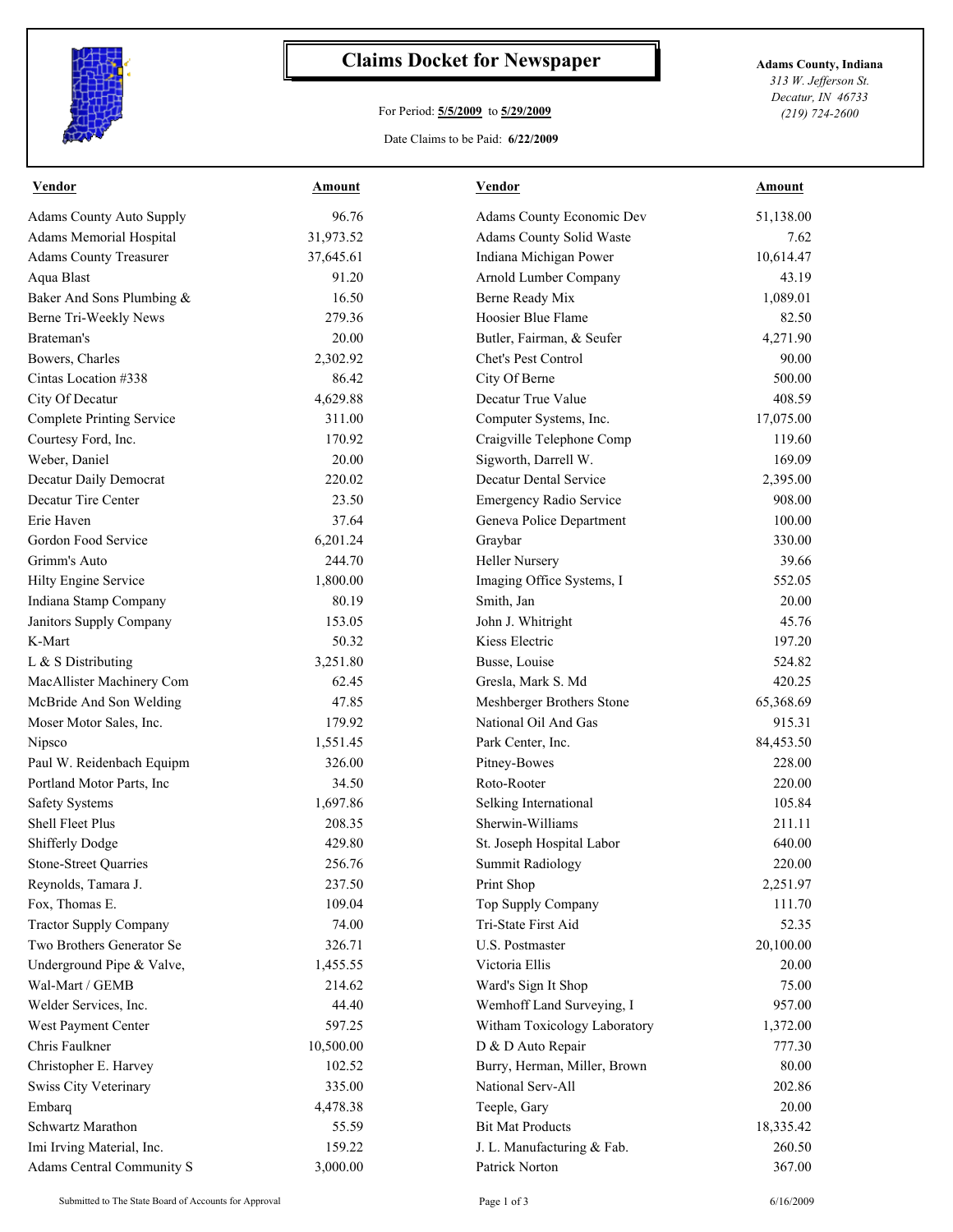# Claims Docket for Newspaper

For Period: **5/5/2009** to **5/29/2009**

Date Claims to be Paid: **6/22/2009**

**Adams County, Indiana**
*313 W. Jefferson St.*
*Decatur, IN 46733*
*(219) 724-2600*

| Vendor | Amount | Vendor | Amount |
|---|---|---|---|
| Adams County Auto Supply | 96.76 | Adams County Economic Dev | 51,138.00 |
| Adams Memorial Hospital | 31,973.52 | Adams County Solid Waste | 7.62 |
| Adams County Treasurer | 37,645.61 | Indiana Michigan Power | 10,614.47 |
| Aqua Blast | 91.20 | Arnold Lumber Company | 43.19 |
| Baker And Sons Plumbing & | 16.50 | Berne Ready Mix | 1,089.01 |
| Berne Tri-Weekly News | 279.36 | Hoosier Blue Flame | 82.50 |
| Brateman's | 20.00 | Butler, Fairman, & Seufer | 4,271.90 |
| Bowers, Charles | 2,302.92 | Chet's Pest Control | 90.00 |
| Cintas Location #338 | 86.42 | City Of Berne | 500.00 |
| City Of Decatur | 4,629.88 | Decatur True Value | 408.59 |
| Complete Printing Service | 311.00 | Computer Systems, Inc. | 17,075.00 |
| Courtesy Ford, Inc. | 170.92 | Craigville Telephone Comp | 119.60 |
| Weber, Daniel | 20.00 | Sigworth, Darrell W. | 169.09 |
| Decatur Daily Democrat | 220.02 | Decatur Dental Service | 2,395.00 |
| Decatur Tire Center | 23.50 | Emergency Radio Service | 908.00 |
| Erie Haven | 37.64 | Geneva Police Department | 100.00 |
| Gordon Food Service | 6,201.24 | Graybar | 330.00 |
| Grimm's Auto | 244.70 | Heller Nursery | 39.66 |
| Hilty Engine Service | 1,800.00 | Imaging Office Systems, I | 552.05 |
| Indiana Stamp Company | 80.19 | Smith, Jan | 20.00 |
| Janitors Supply Company | 153.05 | John J. Whitright | 45.76 |
| K-Mart | 50.32 | Kiess Electric | 197.20 |
| L & S Distributing | 3,251.80 | Busse, Louise | 524.82 |
| MacAllister Machinery Com | 62.45 | Gresla, Mark S. Md | 420.25 |
| McBride And Son Welding | 47.85 | Meshberger Brothers Stone | 65,368.69 |
| Moser Motor Sales, Inc. | 179.92 | National Oil And Gas | 915.31 |
| Nipsco | 1,551.45 | Park Center, Inc. | 84,453.50 |
| Paul W. Reidenbach Equipm | 326.00 | Pitney-Bowes | 228.00 |
| Portland Motor Parts, Inc | 34.50 | Roto-Rooter | 220.00 |
| Safety Systems | 1,697.86 | Selking International | 105.84 |
| Shell Fleet Plus | 208.35 | Sherwin-Williams | 211.11 |
| Shifferly Dodge | 429.80 | St. Joseph Hospital Labor | 640.00 |
| Stone-Street Quarries | 256.76 | Summit Radiology | 220.00 |
| Reynolds, Tamara J. | 237.50 | Print Shop | 2,251.97 |
| Fox, Thomas E. | 109.04 | Top Supply Company | 111.70 |
| Tractor Supply Company | 74.00 | Tri-State First Aid | 52.35 |
| Two Brothers Generator Se | 326.71 | U.S. Postmaster | 20,100.00 |
| Underground Pipe & Valve, | 1,455.55 | Victoria Ellis | 20.00 |
| Wal-Mart / GEMB | 214.62 | Ward's Sign It Shop | 75.00 |
| Welder Services, Inc. | 44.40 | Wemhoff Land Surveying, I | 957.00 |
| West Payment Center | 597.25 | Witham Toxicology Laboratory | 1,372.00 |
| Chris Faulkner | 10,500.00 | D & D Auto Repair | 777.30 |
| Christopher E. Harvey | 102.52 | Burry, Herman, Miller, Brown | 80.00 |
| Swiss City Veterinary | 335.00 | National Serv-All | 202.86 |
| Embarq | 4,478.38 | Teeple, Gary | 20.00 |
| Schwartz Marathon | 55.59 | Bit Mat Products | 18,335.42 |
| Imi Irving Material, Inc. | 159.22 | J. L. Manufacturing & Fab. | 260.50 |
| Adams Central Community S | 3,000.00 | Patrick Norton | 367.00 |

Submitted to The State Board of Accounts for Approval — 6/16/2009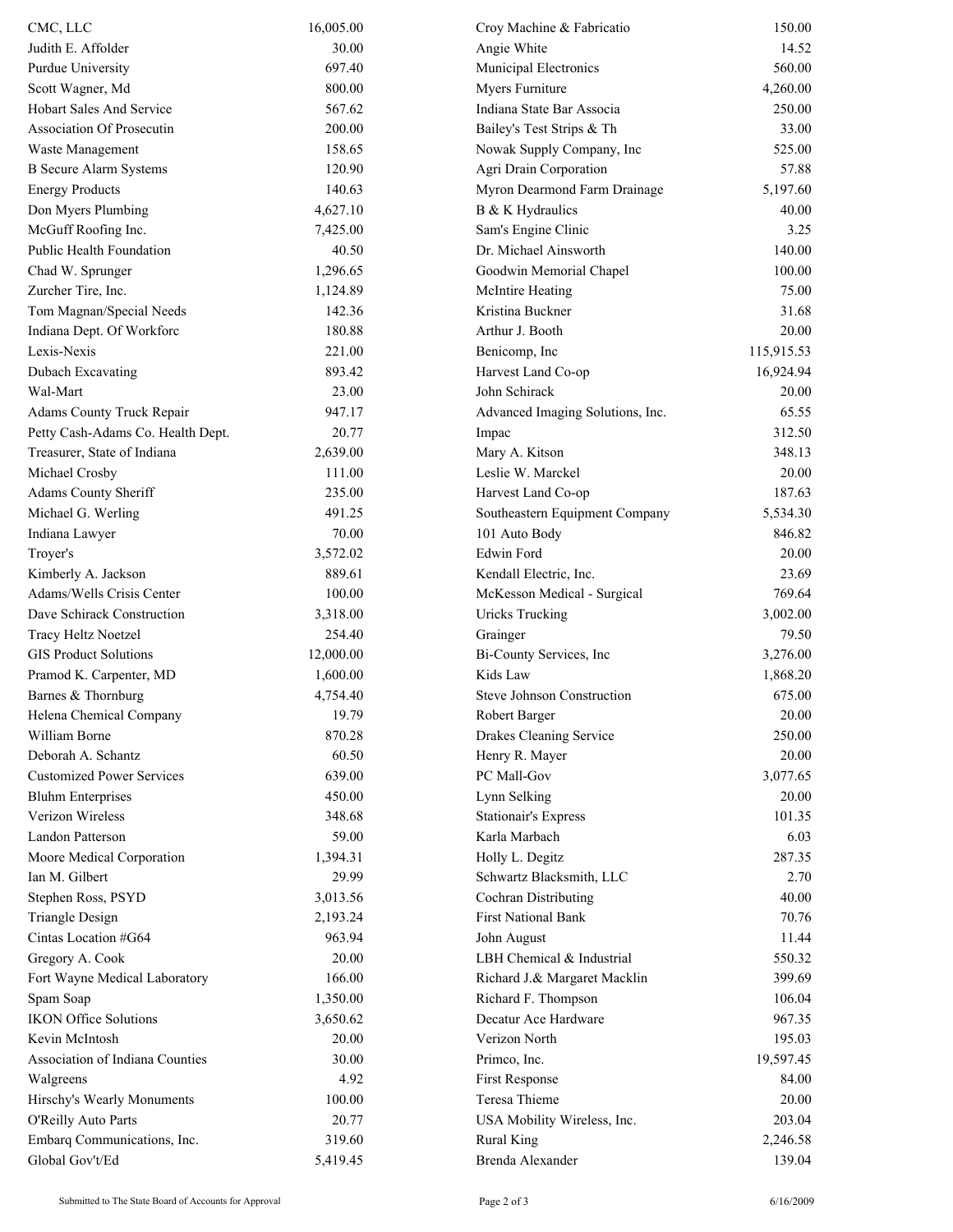| | | | |
|---|---|---|---|
| CMC, LLC | 16,005.00 | Croy Machine & Fabricatio | 150.00 |
| Judith E. Affolder | 30.00 | Angie White | 14.52 |
| Purdue University | 697.40 | Municipal Electronics | 560.00 |
| Scott Wagner, Md | 800.00 | Myers Furniture | 4,260.00 |
| Hobart Sales And Service | 567.62 | Indiana State Bar Associa | 250.00 |
| Association Of Prosecutin | 200.00 | Bailey's Test Strips & Th | 33.00 |
| Waste Management | 158.65 | Nowak Supply Company, Inc | 525.00 |
| B Secure Alarm Systems | 120.90 | Agri Drain Corporation | 57.88 |
| Energy Products | 140.63 | Myron Dearmond Farm Drainage | 5,197.60 |
| Don Myers Plumbing | 4,627.10 | B & K Hydraulics | 40.00 |
| McGuff Roofing Inc. | 7,425.00 | Sam's Engine Clinic | 3.25 |
| Public Health Foundation | 40.50 | Dr. Michael Ainsworth | 140.00 |
| Chad W. Sprunger | 1,296.65 | Goodwin Memorial Chapel | 100.00 |
| Zurcher Tire, Inc. | 1,124.89 | McIntire Heating | 75.00 |
| Tom Magnan/Special Needs | 142.36 | Kristina Buckner | 31.68 |
| Indiana Dept. Of Workforc | 180.88 | Arthur J. Booth | 20.00 |
| Lexis-Nexis | 221.00 | Benicomp, Inc | 115,915.53 |
| Dubach Excavating | 893.42 | Harvest Land Co-op | 16,924.94 |
| Wal-Mart | 23.00 | John Schirack | 20.00 |
| Adams County Truck Repair | 947.17 | Advanced Imaging Solutions, Inc. | 65.55 |
| Petty Cash-Adams Co. Health Dept. | 20.77 | Impac | 312.50 |
| Treasurer, State of Indiana | 2,639.00 | Mary A. Kitson | 348.13 |
| Michael Crosby | 111.00 | Leslie W. Marckel | 20.00 |
| Adams County Sheriff | 235.00 | Harvest Land Co-op | 187.63 |
| Michael G. Werling | 491.25 | Southeastern Equipment Company | 5,534.30 |
| Indiana Lawyer | 70.00 | 101 Auto Body | 846.82 |
| Troyer's | 3,572.02 | Edwin Ford | 20.00 |
| Kimberly A. Jackson | 889.61 | Kendall Electric, Inc. | 23.69 |
| Adams/Wells Crisis Center | 100.00 | McKesson Medical - Surgical | 769.64 |
| Dave Schirack Construction | 3,318.00 | Uricks Trucking | 3,002.00 |
| Tracy Heltz Noetzel | 254.40 | Grainger | 79.50 |
| GIS Product Solutions | 12,000.00 | Bi-County Services, Inc | 3,276.00 |
| Pramod K. Carpenter, MD | 1,600.00 | Kids Law | 1,868.20 |
| Barnes & Thornburg | 4,754.40 | Steve Johnson Construction | 675.00 |
| Helena Chemical Company | 19.79 | Robert Barger | 20.00 |
| William Borne | 870.28 | Drakes Cleaning Service | 250.00 |
| Deborah A. Schantz | 60.50 | Henry R. Mayer | 20.00 |
| Customized Power Services | 639.00 | PC Mall-Gov | 3,077.65 |
| Bluhm Enterprises | 450.00 | Lynn Selking | 20.00 |
| Verizon Wireless | 348.68 | Stationair's Express | 101.35 |
| Landon Patterson | 59.00 | Karla Marbach | 6.03 |
| Moore Medical Corporation | 1,394.31 | Holly L. Degitz | 287.35 |
| Ian M. Gilbert | 29.99 | Schwartz Blacksmith, LLC | 2.70 |
| Stephen Ross, PSYD | 3,013.56 | Cochran Distributing | 40.00 |
| Triangle Design | 2,193.24 | First National Bank | 70.76 |
| Cintas Location #G64 | 963.94 | John August | 11.44 |
| Gregory A. Cook | 20.00 | LBH Chemical & Industrial | 550.32 |
| Fort Wayne Medical Laboratory | 166.00 | Richard J.& Margaret Macklin | 399.69 |
| Spam Soap | 1,350.00 | Richard F. Thompson | 106.04 |
| IKON Office Solutions | 3,650.62 | Decatur Ace Hardware | 967.35 |
| Kevin McIntosh | 20.00 | Verizon North | 195.03 |
| Association of Indiana Counties | 30.00 | Primco, Inc. | 19,597.45 |
| Walgreens | 4.92 | First Response | 84.00 |
| Hirschy's Wearly Monuments | 100.00 | Teresa Thieme | 20.00 |
| O'Reilly Auto Parts | 20.77 | USA Mobility Wireless, Inc. | 203.04 |
| Embarq Communications, Inc. | 319.60 | Rural King | 2,246.58 |
| Global Gov't/Ed | 5,419.45 | Brenda Alexander | 139.04 |

Submitted to The State Board of Accounts for Approval — 6/16/2009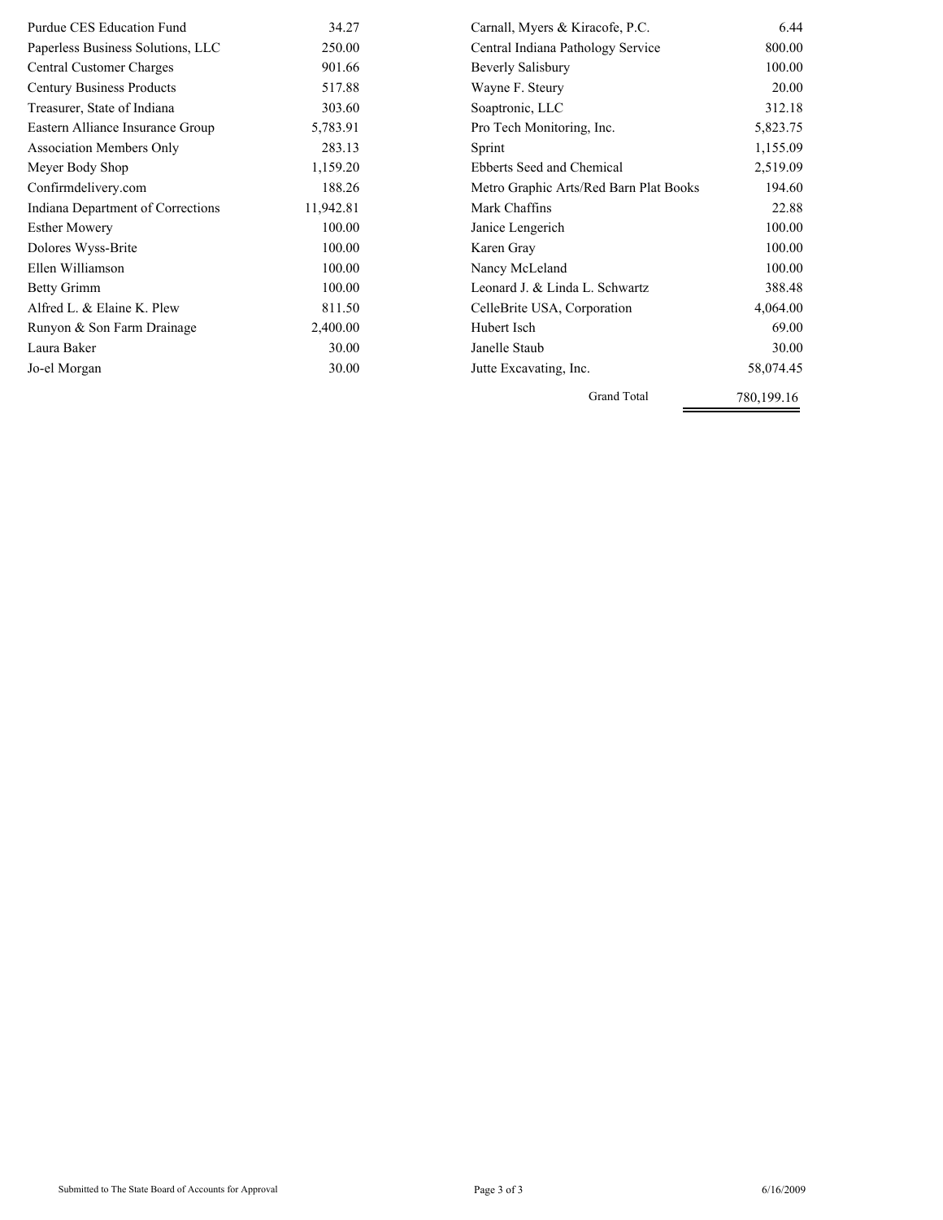| | | | |
|---|---|---|---|
| Purdue CES Education Fund | 34.27 | Carnall, Myers & Kiracofe, P.C. | 6.44 |
| Paperless Business Solutions, LLC | 250.00 | Central Indiana Pathology Service | 800.00 |
| Central Customer Charges | 901.66 | Beverly Salisbury | 100.00 |
| Century Business Products | 517.88 | Wayne F. Steury | 20.00 |
| Treasurer, State of Indiana | 303.60 | Soaptronic, LLC | 312.18 |
| Eastern Alliance Insurance Group | 5,783.91 | Pro Tech Monitoring, Inc. | 5,823.75 |
| Association Members Only | 283.13 | Sprint | 1,155.09 |
| Meyer Body Shop | 1,159.20 | Ebberts Seed and Chemical | 2,519.09 |
| Confirmdelivery.com | 188.26 | Metro Graphic Arts/Red Barn Plat Books | 194.60 |
| Indiana Department of Corrections | 11,942.81 | Mark Chaffins | 22.88 |
| Esther Mowery | 100.00 | Janice Lengerich | 100.00 |
| Dolores Wyss-Brite | 100.00 | Karen Gray | 100.00 |
| Ellen Williamson | 100.00 | Nancy McLeland | 100.00 |
| Betty Grimm | 100.00 | Leonard J. & Linda L. Schwartz | 388.48 |
| Alfred L. & Elaine K. Plew | 811.50 | CelleBrite USA, Corporation | 4,064.00 |
| Runyon & Son Farm Drainage | 2,400.00 | Hubert Isch | 69.00 |
| Laura Baker | 30.00 | Janelle Staub | 30.00 |
| Jo-el Morgan | 30.00 | Jutte Excavating, Inc. | 58,074.45 |
| | | Grand Total | 780,199.16 |

Submitted to The State Board of Accounts for Approval

6/16/2009